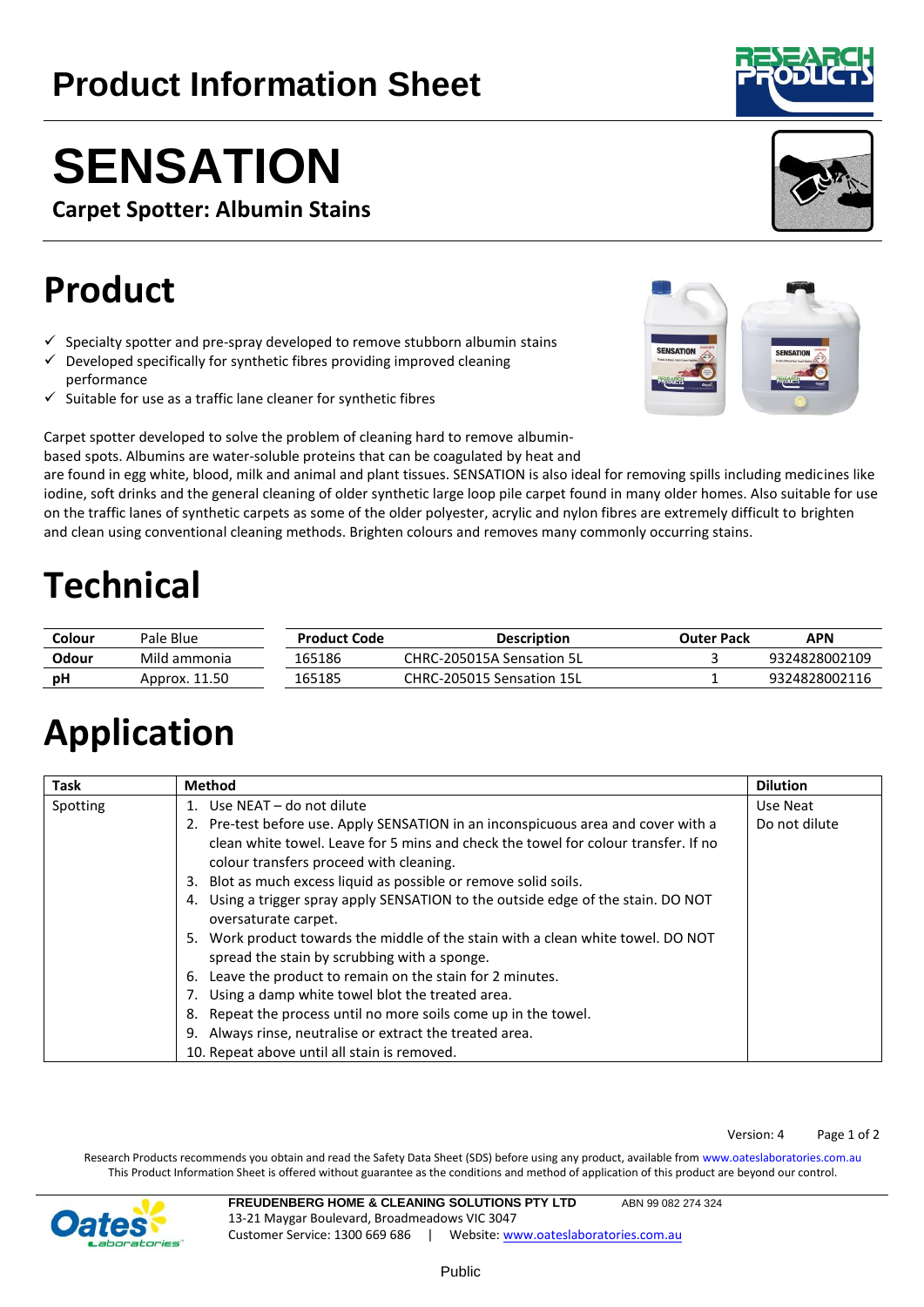# Product Information Sheet

# SENSATION

**Carpet Spotter: Albumin Stains**

## Product

- ✓ Specialty spotter and pre-spray developed to remove stubborn albumin stains
- ✓ Developed specifically for synthetic fibres providing improved cleaning performance
- ✓ Suitable for use as a traffic lane cleaner for synthetic fibres

Carpet spotter developed to solve the problem of cleaning hard to remove albumin-based spots. Albumins are water-soluble proteins that can be coagulated by heat and are found in egg white, blood, milk and animal and plant tissues. SENSATION is also ideal for removing spills including medicines like iodine, soft drinks and the general cleaning of older synthetic large loop pile carpet found in many older homes. Also suitable for use on the traffic lanes of synthetic carpets as some of the older polyester, acrylic and nylon fibres are extremely difficult to brighten and clean using conventional cleaning methods. Brighten colours and removes many commonly occurring stains.

## Technical

| | |
|---|---|
| **Colour** | Pale Blue |
| **Odour** | Mild ammonia |
| **pH** | Approx. 11.50 |

| Product Code | Description | Outer Pack | APN |
|---|---|---|---|
| 165186 | CHRC-205015A Sensation 5L | 3 | 9324828002109 |
| 165185 | CHRC-205015 Sensation 15L | 1 | 9324828002116 |

## Application

| Task | Method | Dilution |
|---|---|---|
| Spotting | 1. Use NEAT – do not dilute<br>2. Pre-test before use. Apply SENSATION in an inconspicuous area and cover with a clean white towel. Leave for 5 mins and check the towel for colour transfer. If no colour transfers proceed with cleaning.<br>3. Blot as much excess liquid as possible or remove solid soils.<br>4. Using a trigger spray apply SENSATION to the outside edge of the stain. DO NOT oversaturate carpet.<br>5. Work product towards the middle of the stain with a clean white towel. DO NOT spread the stain by scrubbing with a sponge.<br>6. Leave the product to remain on the stain for 2 minutes.<br>7. Using a damp white towel blot the treated area.<br>8. Repeat the process until no more soils come up in the towel.<br>9. Always rinse, neutralise or extract the treated area.<br>10. Repeat above until all stain is removed. | Use Neat<br>Do not dilute |

Version: 4

Research Products recommends you obtain and read the Safety Data Sheet (SDS) before using any product, available from www.oateslaboratories.com.au
This Product Information Sheet is offered without guarantee as the conditions and method of application of this product are beyond our control.

**FREUDENBERG HOME & CLEANING SOLUTIONS PTY LTD** ABN 99 082 274 324
13-21 Maygar Boulevard, Broadmeadows VIC 3047
Customer Service: 1300 669 686 | Website: www.oateslaboratories.com.au

Public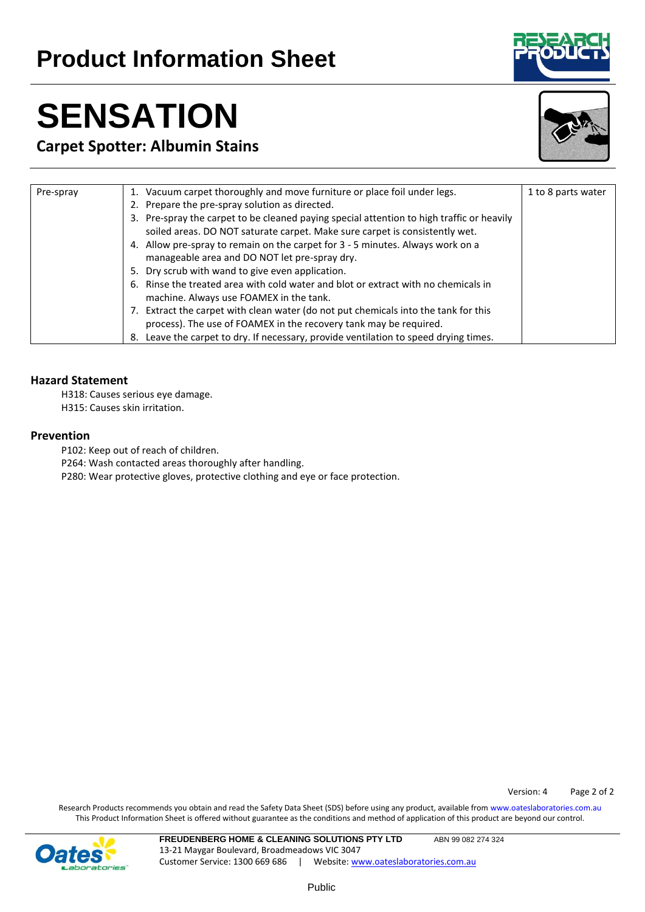# Product Information Sheet

# SENSATION

## Carpet Spotter: Albumin Stains

| | | |
|---|---|---|
| Pre-spray | 1. Vacuum carpet thoroughly and move furniture or place foil under legs.<br>2. Prepare the pre-spray solution as directed.<br>3. Pre-spray the carpet to be cleaned paying special attention to high traffic or heavily soiled areas. DO NOT saturate carpet. Make sure carpet is consistently wet.<br>4. Allow pre-spray to remain on the carpet for 3 - 5 minutes. Always work on a manageable area and DO NOT let pre-spray dry.<br>5. Dry scrub with wand to give even application.<br>6. Rinse the treated area with cold water and blot or extract with no chemicals in machine. Always use FOAMEX in the tank.<br>7. Extract the carpet with clean water (do not put chemicals into the tank for this process). The use of FOAMEX in the recovery tank may be required.<br>8. Leave the carpet to dry. If necessary, provide ventilation to speed drying times. | 1 to 8 parts water |

### Hazard Statement

H318: Causes serious eye damage.
H315: Causes skin irritation.

### Prevention

P102: Keep out of reach of children.
P264: Wash contacted areas thoroughly after handling.
P280: Wear protective gloves, protective clothing and eye or face protection.

Version: 4

Research Products recommends you obtain and read the Safety Data Sheet (SDS) before using any product, available from www.oateslaboratories.com.au
This Product Information Sheet is offered without guarantee as the conditions and method of application of this product are beyond our control.

**FREUDENBERG HOME & CLEANING SOLUTIONS PTY LTD** ABN 99 082 274 324
13-21 Maygar Boulevard, Broadmeadows VIC 3047
Customer Service: 1300 669 686 | Website: www.oateslaboratories.com.au

Public